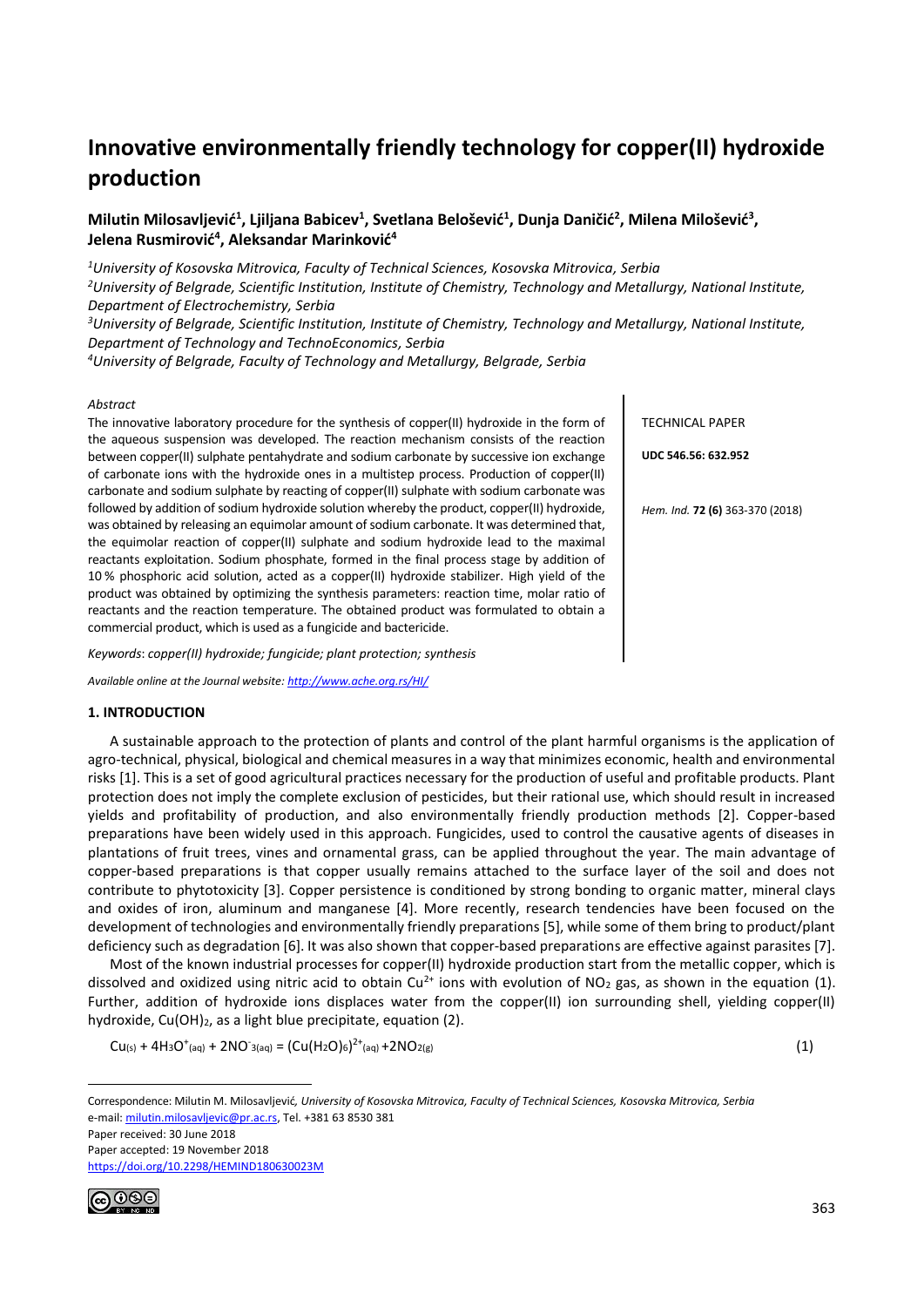# Innovative environmentally friendly technology for copper(II) hydroxide production

**Milutin Milosavljević[1], Ljiljana Babicev[1], Svetlana Belošević[1], Dunja Daničić[2], Milena Milošević[3], Jelena Rusmirović[4], Aleksandar Marinković[4]**

[1] *University of Kosovska Mitrovica, Faculty of Technical Sciences, Kosovska Mitrovica, Serbia*
[2] *University of Belgrade, Scientific Institution, Institute of Chemistry, Technology and Metallurgy, National Institute, Department of Electrochemistry, Serbia*
[3] *University of Belgrade, Scientific Institution, Institute of Chemistry, Technology and Metallurgy, National Institute, Department of Technology and TechnoEconomics, Serbia*
[4] *University of Belgrade, Faculty of Technology and Metallurgy, Belgrade, Serbia*

TECHNICAL PAPER

**UDC 546.56: 632.952**

*Hem. Ind.* **72 (6)** 363-370 (2018)

*Abstract*

The innovative laboratory procedure for the synthesis of copper(II) hydroxide in the form of the aqueous suspension was developed. The reaction mechanism consists of the reaction between copper(II) sulphate pentahydrate and sodium carbonate by successive ion exchange of carbonate ions with the hydroxide ones in a multistep process. Production of copper(II) carbonate and sodium sulphate by reacting of copper(II) sulphate with sodium carbonate was followed by addition of sodium hydroxide solution whereby the product, copper(II) hydroxide, was obtained by releasing an equimolar amount of sodium carbonate. It was determined that, the equimolar reaction of copper(II) sulphate and sodium hydroxide lead to the maximal reactants exploitation. Sodium phosphate, formed in the final process stage by addition of 10 % phosphoric acid solution, acted as a copper(II) hydroxide stabilizer. High yield of the product was obtained by optimizing the synthesis parameters: reaction time, molar ratio of reactants and the reaction temperature. The obtained product was formulated to obtain a commercial product, which is used as a fungicide and bactericide.

*Keywords*: *copper(II) hydroxide; fungicide; plant protection; synthesis*

*Available online at the Journal website: http://www.ache.org.rs/HI/*

## 1. INTRODUCTION

A sustainable approach to the protection of plants and control of the plant harmful organisms is the application of agro-technical, physical, biological and chemical measures in a way that minimizes economic, health and environmental risks [1]. This is a set of good agricultural practices necessary for the production of useful and profitable products. Plant protection does not imply the complete exclusion of pesticides, but their rational use, which should result in increased yields and profitability of production, and also environmentally friendly production methods [2]. Copper-based preparations have been widely used in this approach. Fungicides, used to control the causative agents of diseases in plantations of fruit trees, vines and ornamental grass, can be applied throughout the year. The main advantage of copper-based preparations is that copper usually remains attached to the surface layer of the soil and does not contribute to phytotoxicity [3]. Copper persistence is conditioned by strong bonding to organic matter, mineral clays and oxides of iron, aluminum and manganese [4]. More recently, research tendencies have been focused on the development of technologies and environmentally friendly preparations [5], while some of them bring to product/plant deficiency such as degradation [6]. It was also shown that copper-based preparations are effective against parasites [7].

Most of the known industrial processes for copper(II) hydroxide production start from the metallic copper, which is dissolved and oxidized using nitric acid to obtain $Cu^{2+}$ ions with evolution of $NO_2$ gas, as shown in the equation (1). Further, addition of hydroxide ions displaces water from the copper(II) ion surrounding shell, yielding copper(II) hydroxide, $Cu(OH)_2$, as a light blue precipitate, equation (2).

$$Cu_{(s)} + 4H_3O^+_{(aq)} + 2NO^-_{3(aq)} = (Cu(H_2O)_6)^{2+}_{(aq)} + 2NO_{2(g)} \quad (1)$$

Correspondence: Milutin M. Milosavljević, *University of Kosovska Mitrovica, Faculty of Technical Sciences, Kosovska Mitrovica, Serbia*
e-mail: milutin.milosavljevic@pr.ac.rs, Tel. +381 63 8530 381
Paper received: 30 June 2018
Paper accepted: 19 November 2018
https://doi.org/10.2298/HEMIND180630023M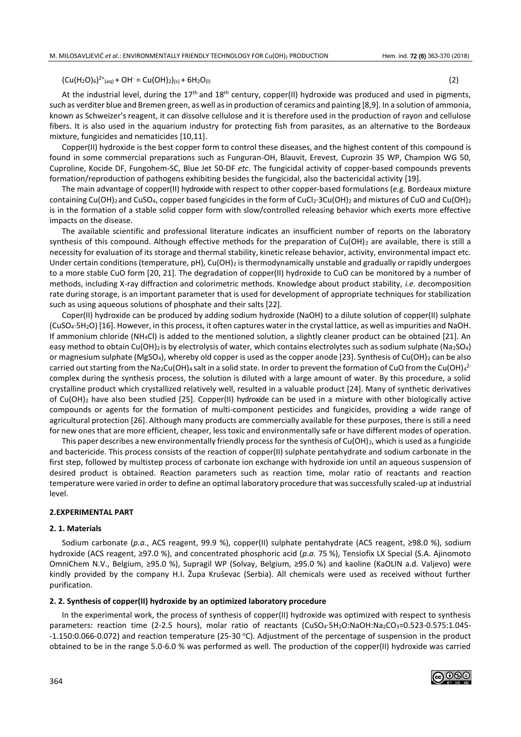$$(Cu(H_2O)_6)^{2+}{}_{(aq)} + OH^- = Cu(OH)_2)_{(s)} + 6H_2O_{(l)} \tag{2}$$

At the industrial level, during the 17th and 18th century, copper(II) hydroxide was produced and used in pigments, such as verditer blue and Bremen green, as well as in production of ceramics and painting [8,9]. In a solution of ammonia, known as Schweizer's reagent, it can dissolve cellulose and it is therefore used in the production of rayon and cellulose fibers. It is also used in the aquarium industry for protecting fish from parasites, as an alternative to the Bordeaux mixture, fungicides and nematicides [10,11].

Copper(II) hydroxide is the best copper form to control these diseases, and the highest content of this compound is found in some commercial preparations such as Funguran-OH, Blauvit, Erevest, Cuprozin 35 WP, Champion WG 50, Cuproline, Kocide DF, Fungohem-SC, Blue Jet 50-DF *etc*. The fungicidal activity of copper-based compounds prevents formation/reproduction of pathogens exhibiting besides the fungicidal, also the bactericidal activity [19].

The main advantage of copper(II) hydroxide with respect to other copper-based formulations (*e.g.* Bordeaux mixture containing $Cu(OH)_2$ and $CuSO_4$, copper based fungicides in the form of $CuCl_2{\cdot}3Cu(OH)_2$ and mixtures of CuO and $Cu(OH)_2$ is in the formation of a stable solid copper form with slow/controlled releasing behavior which exerts more effective impacts on the disease.

The available scientific and professional literature indicates an insufficient number of reports on the laboratory synthesis of this compound. Although effective methods for the preparation of $Cu(OH)_2$ are available, there is still a necessity for evaluation of its storage and thermal stability, kinetic release behavior, activity, environmental impact etc. Under certain conditions (temperature, pH), $Cu(OH)_2$ is thermodynamically unstable and gradually or rapidly undergoes to a more stable CuO form [20, 21]. The degradation of copper(II) hydroxide to CuO can be monitored by a number of methods, including X-ray diffraction and colorimetric methods. Knowledge about product stability, *i.e.* decomposition rate during storage, is an important parameter that is used for development of appropriate techniques for stabilization such as using aqueous solutions of phosphate and their salts [22].

Coper(II) hydroxide can be produced by adding sodium hydroxide (NaOH) to a dilute solution of copper(II) sulphate ($CuSO_4{\cdot}5H_2O$) [16]. However, in this process, it often captures water in the crystal lattice, as well as impurities and NaOH. If ammonium chloride ($NH_4Cl$) is added to the mentioned solution, a slightly cleaner product can be obtained [21]. An easy method to obtain $Cu(OH)_2$ is by electrolysis of water, which contains electrolytes such as sodium sulphate ($Na_2SO_4$) or magnesium sulphate ($MgSO_4$), whereby old copper is used as the copper anode [23]. Synthesis of $Cu(OH)_2$ can be also carried out starting from the $Na_2Cu(OH)_4$ salt in a solid state. In order to prevent the formation of CuO from the $Cu(OH)_4^{2-}$ complex during the synthesis process, the solution is diluted with a large amount of water. By this procedure, a solid crystalline product which crystallized relatively well, resulted in a valuable product [24]. Many of synthetic derivatives of $Cu(OH)_2$ have also been studied [25]. Copper(II) hydroxide can be used in a mixture with other biologically active compounds or agents for the formation of multi-component pesticides and fungicides, providing a wide range of agricultural protection [26]. Although many products are commercially available for these purposes, there is still a need for new ones that are more efficient, cheaper, less toxic and environmentally safe or have different modes of operation.

This paper describes a new environmentally friendly process for the synthesis of $Cu(OH)_2$, which is used as a fungicide and bactericide. This process consists of the reaction of copper(II) sulphate pentahydrate and sodium carbonate in the first step, followed by multistep process of carbonate ion exchange with hydroxide ion until an aqueous suspension of desired product is obtained. Reaction parameters such as reaction time, molar ratio of reactants and reaction temperature were varied in order to define an optimal laboratory procedure that was successfully scaled-up at industrial level.

## 2. EXPERIMENTAL PART

### 2. 1. Materials

Sodium carbonate (*p.a.*, ACS reagent, 99.9 %), copper(II) sulphate pentahydrate (ACS reagent, ≥98.0 %), sodium hydroxide (ACS reagent, ≥97.0 %), and concentrated phosphoric acid (*p.a.* 75 %), Tensiofix LX Special (S.A. Ajinomoto OmniChem N.V., Belgium, ≥95.0 %), Supragil WP (Solvay, Belgium, ≥95.0 %) and kaoline (KaOLIN a.d. Valjevo) were kindly provided by the company H.I. Župa Kruševac (Serbia). All chemicals were used as received without further purification.

### 2. 2. Synthesis of copper(II) hydroxide by an optimized laboratory procedure

In the experimental work, the process of synthesis of copper(II) hydroxide was optimized with respect to synthesis parameters: reaction time (2-2.5 hours), molar ratio of reactants ($CuSO_4{\cdot}5H_2O$:NaOH:$Na_2CO_3$=0.523-0.575:1.045--1.150:0.066-0.072) and reaction temperature (25-30 °C). Adjustment of the percentage of suspension in the product obtained to be in the range 5.0-6.0 % was performed as well. The production of the copper(II) hydroxide was carried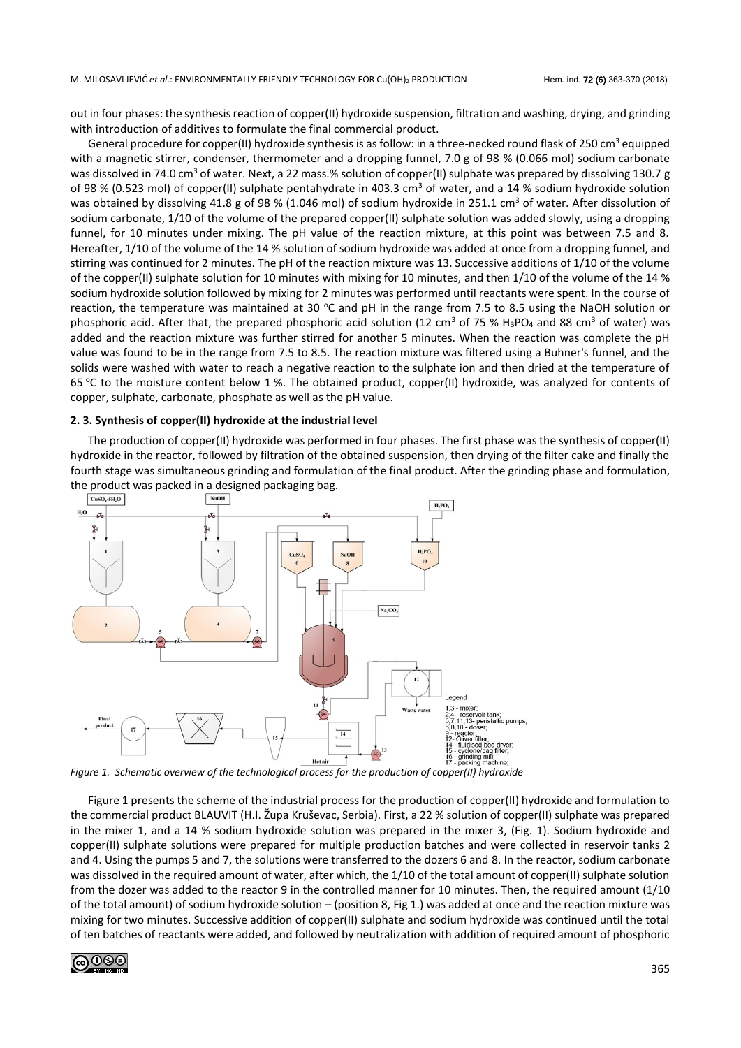out in four phases: the synthesis reaction of copper(II) hydroxide suspension, filtration and washing, drying, and grinding with introduction of additives to formulate the final commercial product.

General procedure for copper(II) hydroxide synthesis is as follow: in a three-necked round flask of 250 cm$^3$ equipped with a magnetic stirrer, condenser, thermometer and a dropping funnel, 7.0 g of 98 % (0.066 mol) sodium carbonate was dissolved in 74.0 cm$^3$ of water. Next, a 22 mass.% solution of copper(II) sulphate was prepared by dissolving 130.7 g of 98 % (0.523 mol) of copper(II) sulphate pentahydrate in 403.3 cm$^3$ of water, and a 14 % sodium hydroxide solution was obtained by dissolving 41.8 g of 98 % (1.046 mol) of sodium hydroxide in 251.1 cm$^3$ of water. After dissolution of sodium carbonate, 1/10 of the volume of the prepared copper(II) sulphate solution was added slowly, using a dropping funnel, for 10 minutes under mixing. The pH value of the reaction mixture, at this point was between 7.5 and 8. Hereafter, 1/10 of the volume of the 14 % solution of sodium hydroxide was added at once from a dropping funnel, and stirring was continued for 2 minutes. The pH of the reaction mixture was 13. Successive additions of 1/10 of the volume of the copper(II) sulphate solution for 10 minutes with mixing for 10 minutes, and then 1/10 of the volume of the 14 % sodium hydroxide solution followed by mixing for 2 minutes was performed until reactants were spent. In the course of reaction, the temperature was maintained at 30 °C and pH in the range from 7.5 to 8.5 using the NaOH solution or phosphoric acid. After that, the prepared phosphoric acid solution (12 cm$^3$ of 75 % $H_3PO_4$ and 88 cm$^3$ of water) was added and the reaction mixture was further stirred for another 5 minutes. When the reaction was complete the pH value was found to be in the range from 7.5 to 8.5. The reaction mixture was filtered using a Buhner's funnel, and the solids were washed with water to reach a negative reaction to the sulphate ion and then dried at the temperature of 65 °C to the moisture content below 1 %. The obtained product, copper(II) hydroxide, was analyzed for contents of copper, sulphate, carbonate, phosphate as well as the pH value.

### 2. 3. Synthesis of copper(II) hydroxide at the industrial level

The production of copper(II) hydroxide was performed in four phases. The first phase was the synthesis of copper(II) hydroxide in the reactor, followed by filtration of the obtained suspension, then drying of the filter cake and finally the fourth stage was simultaneous grinding and formulation of the final product. After the grinding phase and formulation, the product was packed in a designed packaging bag.

*Figure 1. Schematic overview of the technological process for the production of copper(II) hydroxide*

Figure 1 presents the scheme of the industrial process for the production of copper(II) hydroxide and formulation to the commercial product BLAUVIT (H.I. Župa Kruševac, Serbia). First, a 22 % solution of copper(II) sulphate was prepared in the mixer 1, and a 14 % sodium hydroxide solution was prepared in the mixer 3, (Fig. 1). Sodium hydroxide and copper(II) sulphate solutions were prepared for multiple production batches and were collected in reservoir tanks 2 and 4. Using the pumps 5 and 7, the solutions were transferred to the dozers 6 and 8. In the reactor, sodium carbonate was dissolved in the required amount of water, after which, the 1/10 of the total amount of copper(II) sulphate solution from the dozer was added to the reactor 9 in the controlled manner for 10 minutes. Then, the required amount (1/10 of the total amount) of sodium hydroxide solution – (position 8, Fig 1.) was added at once and the reaction mixture was mixing for two minutes. Successive addition of copper(II) sulphate and sodium hydroxide was continued until the total of ten batches of reactants were added, and followed by neutralization with addition of required amount of phosphoric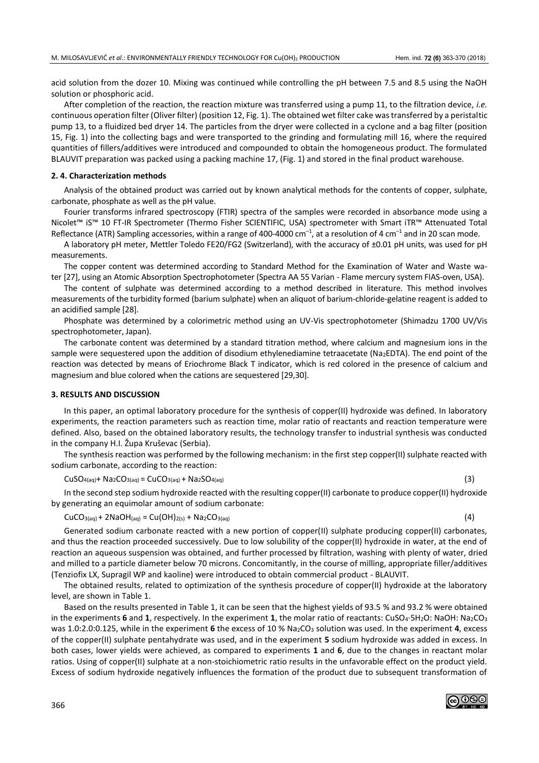acid solution from the dozer 10. Mixing was continued while controlling the pH between 7.5 and 8.5 using the NaOH solution or phosphoric acid.

After completion of the reaction, the reaction mixture was transferred using a pump 11, to the filtration device, *i.e.* continuous operation filter (Oliver filter) (position 12, Fig. 1). The obtained wet filter cake was transferred by a peristaltic pump 13, to a fluidized bed dryer 14. The particles from the dryer were collected in a cyclone and a bag filter (position 15, Fig. 1) into the collecting bags and were transported to the grinding and formulating mill 16, where the required quantities of fillers/additives were introduced and compounded to obtain the homogeneous product. The formulated BLAUVIT preparation was packed using a packing machine 17, (Fig. 1) and stored in the final product warehouse.

### 2. 4. Characterization methods

Analysis of the obtained product was carried out by known analytical methods for the contents of copper, sulphate, carbonate, phosphate as well as the pH value.

Fourier transforms infrared spectroscopy (FTIR) spectra of the samples were recorded in absorbance mode using a Nicolet™ iS™ 10 FT-IR Spectrometer (Thermo Fisher SCIENTIFIC, USA) spectrometer with Smart iTR™ Attenuated Total Reflectance (ATR) Sampling accessories, within a range of 400-4000 $cm^{-1}$, at a resolution of 4 $cm^{-1}$ and in 20 scan mode.

A laboratory pH meter, Mettler Toledo FE20/FG2 (Switzerland), with the accuracy of ±0.01 pH units, was used for pH measurements.

The copper content was determined according to Standard Method for the Examination of Water and Waste water [27], using an Atomic Absorption Spectrophotometer (Spectra AA 55 Varian - Flame mercury system FIAS-oven, USA).

The content of sulphate was determined according to a method described in literature. This method involves measurements of the turbidity formed (barium sulphate) when an aliquot of barium-chloride-gelatine reagent is added to an acidified sample [28].

Phosphate was determined by a colorimetric method using an UV-Vis spectrophotometer (Shimadzu 1700 UV/Vis spectrophotometer, Japan).

The carbonate content was determined by a standard titration method, where calcium and magnesium ions in the sample were sequestered upon the addition of disodium ethylenediamine tetraacetate ($Na_2EDTA$). The end point of the reaction was detected by means of Eriochrome Black T indicator, which is red colored in the presence of calcium and magnesium and blue colored when the cations are sequestered [29,30].

## 3. RESULTS AND DISCUSSION

In this paper, an optimal laboratory procedure for the synthesis of copper(II) hydroxide was defined. In laboratory experiments, the reaction parameters such as reaction time, molar ratio of reactants and reaction temperature were defined. Also, based on the obtained laboratory results, the technology transfer to industrial synthesis was conducted in the company H.I. Župa Kruševac (Serbia).

The synthesis reaction was performed by the following mechanism: in the first step copper(II) sulphate reacted with sodium carbonate, according to the reaction:

$$CuSO_{4(aq)} + Na_2CO_{3(aq)} = CuCO_{3(aq)} + Na_2SO_{4(aq)} \quad (3)$$

In the second step sodium hydroxide reacted with the resulting copper(II) carbonate to produce copper(II) hydroxide by generating an equimolar amount of sodium carbonate:

$$CuCO_{3(aq)} + 2NaOH_{(aq)} = Cu(OH)_{2(s)} + Na_2CO_{3(aq)} \quad (4)$$

Generated sodium carbonate reacted with a new portion of copper(II) sulphate producing copper(II) carbonates, and thus the reaction proceeded successively. Due to low solubility of the copper(II) hydroxide in water, at the end of reaction an aqueous suspension was obtained, and further processed by filtration, washing with plenty of water, dried and milled to a particle diameter below 70 microns. Concomitantly, in the course of milling, appropriate filler/additives (Tenziofix LX, Supragil WP and kaoline) were introduced to obtain commercial product - BLAUVIT.

The obtained results, related to optimization of the synthesis procedure of copper(II) hydroxide at the laboratory level, are shown in Table 1.

Based on the results presented in Table 1, it can be seen that the highest yields of 93.5 % and 93.2 % were obtained in the experiments **6** and **1**, respectively. In the experiment **1**, the molar ratio of reactants: $CuSO_4 \cdot 5H_2O$: NaOH: $Na_2CO_3$ was 1.0:2.0:0.125, while in the experiment **6** the excess of 10 % $Na_2CO_3$ solution was used. In the experiment **4**, excess of the copper(II) sulphate pentahydrate was used, and in the experiment **5** sodium hydroxide was added in excess. In both cases, lower yields were achieved, as compared to experiments **1** and **6**, due to the changes in reactant molar ratios. Using of copper(II) sulphate at a non-stoichiometric ratio results in the unfavorable effect on the product yield. Excess of sodium hydroxide negatively influences the formation of the product due to subsequent transformation of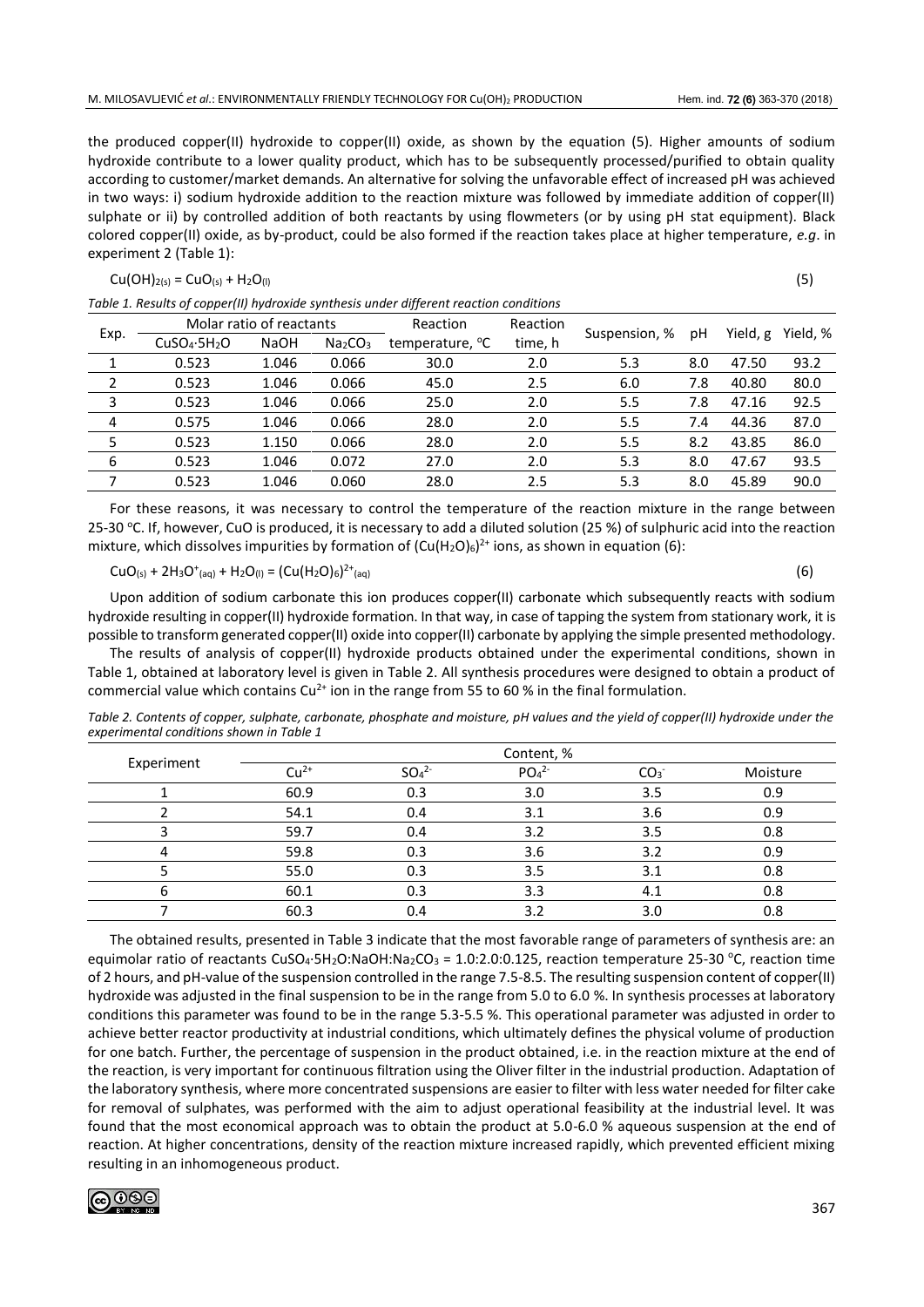the produced copper(II) hydroxide to copper(II) oxide, as shown by the equation (5). Higher amounts of sodium hydroxide contribute to a lower quality product, which has to be subsequently processed/purified to obtain quality according to customer/market demands. An alternative for solving the unfavorable effect of increased pH was achieved in two ways: i) sodium hydroxide addition to the reaction mixture was followed by immediate addition of copper(II) sulphate or ii) by controlled addition of both reactants by using flowmeters (or by using pH stat equipment). Black colored copper(II) oxide, as by-product, could be also formed if the reaction takes place at higher temperature, *e.g*. in experiment 2 (Table 1):

$$Cu(OH)_{2(s)} = CuO_{(s)} + H_2O_{(l)} \quad (5)$$

*Table 1. Results of copper(II) hydroxide synthesis under different reaction conditions*

| Exp. | Molar ratio of reactants | | | Reaction temperature, °C | Reaction time, h | Suspension, % | pH | Yield, g | Yield, % |
|---|---|---|---|---|---|---|---|---|---|
| | $CuSO_4\cdot5H_2O$ | NaOH | $Na_2CO_3$ | | | | | | |
| 1 | 0.523 | 1.046 | 0.066 | 30.0 | 2.0 | 5.3 | 8.0 | 47.50 | 93.2 |
| 2 | 0.523 | 1.046 | 0.066 | 45.0 | 2.5 | 6.0 | 7.8 | 40.80 | 80.0 |
| 3 | 0.523 | 1.046 | 0.066 | 25.0 | 2.0 | 5.5 | 7.8 | 47.16 | 92.5 |
| 4 | 0.575 | 1.046 | 0.066 | 28.0 | 2.0 | 5.5 | 7.4 | 44.36 | 87.0 |
| 5 | 0.523 | 1.150 | 0.066 | 28.0 | 2.0 | 5.5 | 8.2 | 43.85 | 86.0 |
| 6 | 0.523 | 1.046 | 0.072 | 27.0 | 2.0 | 5.3 | 8.0 | 47.67 | 93.5 |
| 7 | 0.523 | 1.046 | 0.060 | 28.0 | 2.5 | 5.3 | 8.0 | 45.89 | 90.0 |

For these reasons, it was necessary to control the temperature of the reaction mixture in the range between 25-30 °C. If, however, CuO is produced, it is necessary to add a diluted solution (25 %) of sulphuric acid into the reaction mixture, which dissolves impurities by formation of $(Cu(H_2O)_6)^{2+}$ ions, as shown in equation (6):

$$CuO_{(s)} + 2H_3O^+_{(aq)} + H_2O_{(l)} = (Cu(H_2O)_6)^{2+}_{(aq)} \quad (6)$$

Upon addition of sodium carbonate this ion produces copper(II) carbonate which subsequently reacts with sodium hydroxide resulting in copper(II) hydroxide formation. In that way, in case of tapping the system from stationary work, it is possible to transform generated copper(II) oxide into copper(II) carbonate by applying the simple presented methodology.

The results of analysis of copper(II) hydroxide products obtained under the experimental conditions, shown in Table 1, obtained at laboratory level is given in Table 2. All synthesis procedures were designed to obtain a product of commercial value which contains $Cu^{2+}$ ion in the range from 55 to 60 % in the final formulation.

*Table 2. Contents of copper, sulphate, carbonate, phosphate and moisture, pH values and the yield of copper(II) hydroxide under the experimental conditions shown in Table 1*

| Experiment | Content, % | | | | |
|---|---|---|---|---|---|
| | $Cu^{2+}$ | $SO_4^{2-}$ | $PO_4^{2-}$ | $CO_3^-$ | Moisture |
| 1 | 60.9 | 0.3 | 3.0 | 3.5 | 0.9 |
| 2 | 54.1 | 0.4 | 3.1 | 3.6 | 0.9 |
| 3 | 59.7 | 0.4 | 3.2 | 3.5 | 0.8 |
| 4 | 59.8 | 0.3 | 3.6 | 3.2 | 0.9 |
| 5 | 55.0 | 0.3 | 3.5 | 3.1 | 0.8 |
| 6 | 60.1 | 0.3 | 3.3 | 4.1 | 0.8 |
| 7 | 60.3 | 0.4 | 3.2 | 3.0 | 0.8 |

The obtained results, presented in Table 3 indicate that the most favorable range of parameters of synthesis are: an equimolar ratio of reactants $CuSO_4\cdot5H_2O$:NaOH:$Na_2CO_3$ = 1.0:2.0:0.125, reaction temperature 25-30 °C, reaction time of 2 hours, and pH-value of the suspension controlled in the range 7.5-8.5. The resulting suspension content of copper(II) hydroxide was adjusted in the final suspension to be in the range from 5.0 to 6.0 %. In synthesis processes at laboratory conditions this parameter was found to be in the range 5.3-5.5 %. This operational parameter was adjusted in order to achieve better reactor productivity at industrial conditions, which ultimately defines the physical volume of production for one batch. Further, the percentage of suspension in the product obtained, i.e. in the reaction mixture at the end of the reaction, is very important for continuous filtration using the Oliver filter in the industrial production. Adaptation of the laboratory synthesis, where more concentrated suspensions are easier to filter with less water needed for filter cake for removal of sulphates, was performed with the aim to adjust operational feasibility at the industrial level. It was found that the most economical approach was to obtain the product at 5.0-6.0 % aqueous suspension at the end of reaction. At higher concentrations, density of the reaction mixture increased rapidly, which prevented efficient mixing resulting in an inhomogeneous product.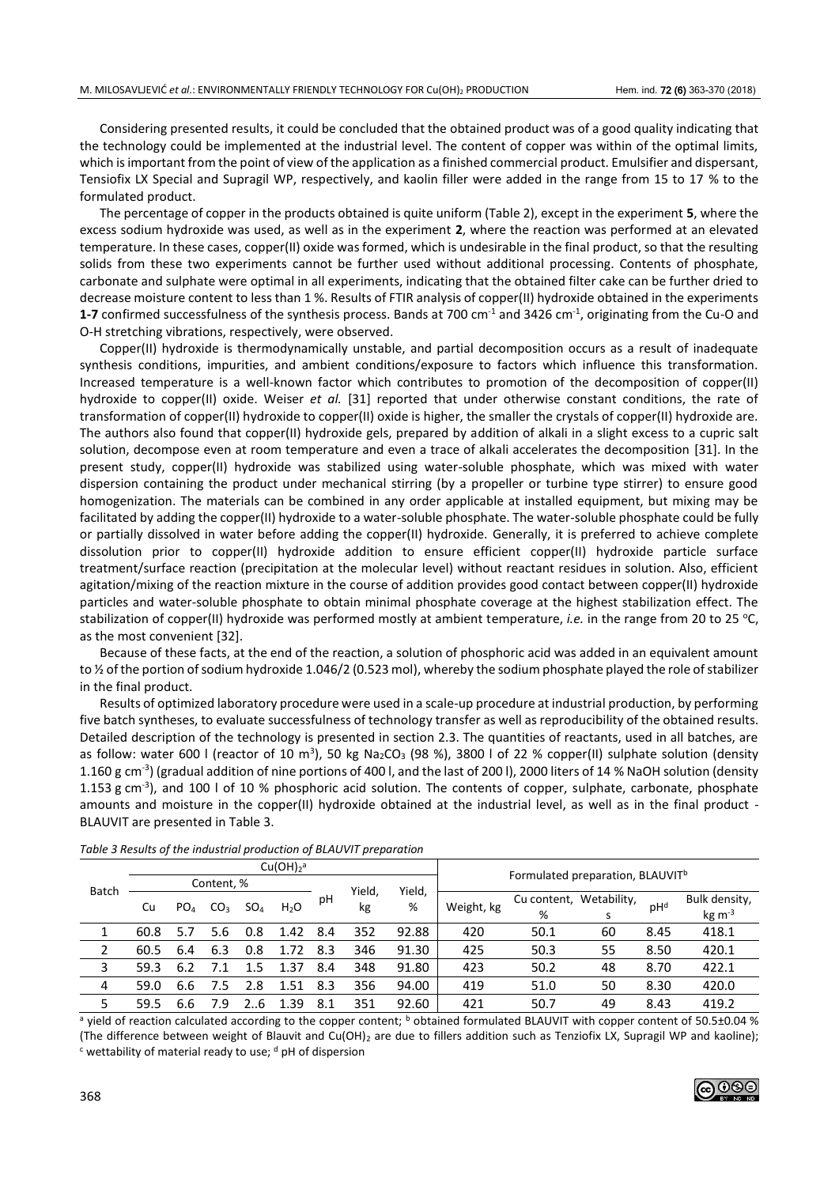Considering presented results, it could be concluded that the obtained product was of a good quality indicating that the technology could be implemented at the industrial level. The content of copper was within of the optimal limits, which is important from the point of view of the application as a finished commercial product. Emulsifier and dispersant, Tensiofix LX Special and Supragil WP, respectively, and kaolin filler were added in the range from 15 to 17 % to the formulated product.

The percentage of copper in the products obtained is quite uniform (Table 2), except in the experiment **5**, where the excess sodium hydroxide was used, as well as in the experiment **2**, where the reaction was performed at an elevated temperature. In these cases, copper(II) oxide was formed, which is undesirable in the final product, so that the resulting solids from these two experiments cannot be further used without additional processing. Contents of phosphate, carbonate and sulphate were optimal in all experiments, indicating that the obtained filter cake can be further dried to decrease moisture content to less than 1 %. Results of FTIR analysis of copper(II) hydroxide obtained in the experiments **1-7** confirmed successfulness of the synthesis process. Bands at 700 cm$^{-1}$ and 3426 cm$^{-1}$, originating from the Cu-O and O-H stretching vibrations, respectively, were observed.

Copper(II) hydroxide is thermodynamically unstable, and partial decomposition occurs as a result of inadequate synthesis conditions, impurities, and ambient conditions/exposure to factors which influence this transformation. Increased temperature is a well-known factor which contributes to promotion of the decomposition of copper(II) hydroxide to copper(II) oxide. Weiser *et al.* [31] reported that under otherwise constant conditions, the rate of transformation of copper(II) hydroxide to copper(II) oxide is higher, the smaller the crystals of copper(II) hydroxide are. The authors also found that copper(II) hydroxide gels, prepared by addition of alkali in a slight excess to a cupric salt solution, decompose even at room temperature and even a trace of alkali accelerates the decomposition [31]. In the present study, copper(II) hydroxide was stabilized using water-soluble phosphate, which was mixed with water dispersion containing the product under mechanical stirring (by a propeller or turbine type stirrer) to ensure good homogenization. The materials can be combined in any order applicable at installed equipment, but mixing may be facilitated by adding the copper(II) hydroxide to a water-soluble phosphate. The water-soluble phosphate could be fully or partially dissolved in water before adding the copper(II) hydroxide. Generally, it is preferred to achieve complete dissolution prior to copper(II) hydroxide addition to ensure efficient copper(II) hydroxide particle surface treatment/surface reaction (precipitation at the molecular level) without reactant residues in solution. Also, efficient agitation/mixing of the reaction mixture in the course of addition provides good contact between copper(II) hydroxide particles and water-soluble phosphate to obtain minimal phosphate coverage at the highest stabilization effect. The stabilization of copper(II) hydroxide was performed mostly at ambient temperature, *i.e.* in the range from 20 to 25 °C, as the most convenient [32].

Because of these facts, at the end of the reaction, a solution of phosphoric acid was added in an equivalent amount to ½ of the portion of sodium hydroxide 1.046/2 (0.523 mol), whereby the sodium phosphate played the role of stabilizer in the final product.

Results of optimized laboratory procedure were used in a scale-up procedure at industrial production, by performing five batch syntheses, to evaluate successfulness of technology transfer as well as reproducibility of the obtained results. Detailed description of the technology is presented in section 2.3. The quantities of reactants, used in all batches, are as follow: water 600 l (reactor of 10 m$^3$), 50 kg $Na_2CO_3$ (98 %), 3800 l of 22 % copper(II) sulphate solution (density 1.160 g cm$^{-3}$) (gradual addition of nine portions of 400 l, and the last of 200 l), 2000 liters of 14 % NaOH solution (density 1.153 g cm$^{-3}$), and 100 l of 10 % phosphoric acid solution. The contents of copper, sulphate, carbonate, phosphate amounts and moisture in the copper(II) hydroxide obtained at the industrial level, as well as in the final product - BLAUVIT are presented in Table 3.

*Table 3 Results of the industrial production of BLAUVIT preparation*

| Batch | $Cu(OH)_2$[a] | | | | | | | | Formulated preparation, BLAUVIT[b] | | | | |
|---|---|---|---|---|---|---|---|---|---|---|---|---|---|
| | Content, % | | | | | pH | Yield, kg | Yield, % | Weight, kg | Cu content, % | Wetability, s | pH[d] | Bulk density, kg m$^{-3}$ |
| | Cu | $PO_4$ | $CO_3$ | $SO_4$ | $H_2O$ | | | | | | | | |
| 1 | 60.8 | 5.7 | 5.6 | 0.8 | 1.42 | 8.4 | 352 | 92.88 | 420 | 50.1 | 60 | 8.45 | 418.1 |
| 2 | 60.5 | 6.4 | 6.3 | 0.8 | 1.72 | 8.3 | 346 | 91.30 | 425 | 50.3 | 55 | 8.50 | 420.1 |
| 3 | 59.3 | 6.2 | 7.1 | 1.5 | 1.37 | 8.4 | 348 | 91.80 | 423 | 50.2 | 48 | 8.70 | 422.1 |
| 4 | 59.0 | 6.6 | 7.5 | 2.8 | 1.51 | 8.3 | 356 | 94.00 | 419 | 51.0 | 50 | 8.30 | 420.0 |
| 5 | 59.5 | 6.6 | 7.9 | 2..6 | 1.39 | 8.1 | 351 | 92.60 | 421 | 50.7 | 49 | 8.43 | 419.2 |

[a] yield of reaction calculated according to the copper content; [b] obtained formulated BLAUVIT with copper content of 50.5±0.04 % (The difference between weight of Blauvit and $Cu(OH)_2$ are due to fillers addition such as Tenziofix LX, Supragil WP and kaoline); [c] wettability of material ready to use; [d] pH of dispersion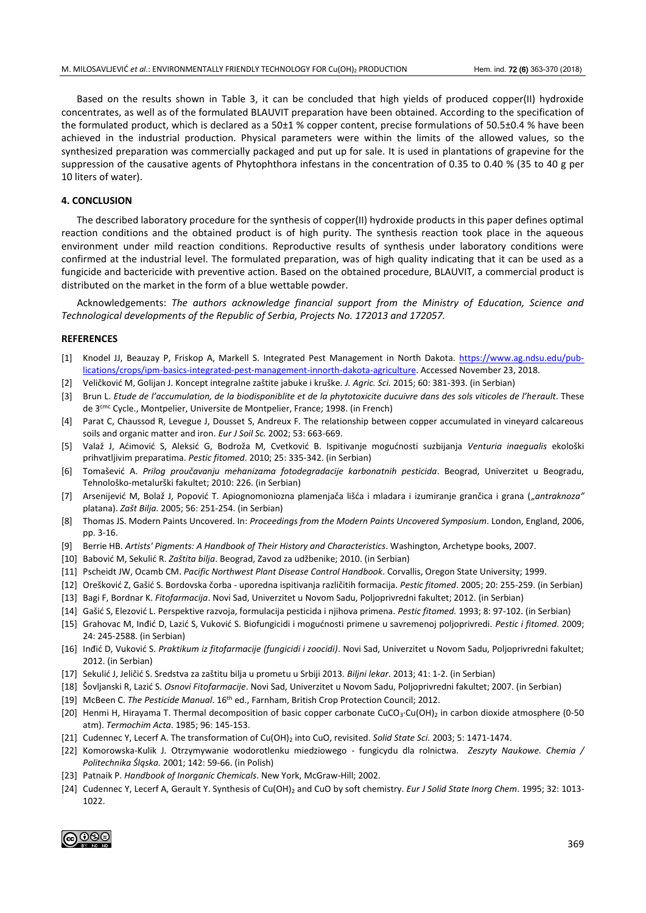Based on the results shown in Table 3, it can be concluded that high yields of produced copper(II) hydroxide concentrates, as well as of the formulated BLAUVIT preparation have been obtained. According to the specification of the formulated product, which is declared as a 50±1 % copper content, precise formulations of 50.5±0.4 % have been achieved in the industrial production. Physical parameters were within the limits of the allowed values, so the synthesized preparation was commercially packaged and put up for sale. It is used in plantations of grapevine for the suppression of the causative agents of Phytophthora infestans in the concentration of 0.35 to 0.40 % (35 to 40 g per 10 liters of water).

## 4. CONCLUSION

The described laboratory procedure for the synthesis of copper(II) hydroxide products in this paper defines optimal reaction conditions and the obtained product is of high purity. The synthesis reaction took place in the aqueous environment under mild reaction conditions. Reproductive results of synthesis under laboratory conditions were confirmed at the industrial level. The formulated preparation, was of high quality indicating that it can be used as a fungicide and bactericide with preventive action. Based on the obtained procedure, BLAUVIT, a commercial product is distributed on the market in the form of a blue wettable powder.

Acknowledgements: *The authors acknowledge financial support from the Ministry of Education, Science and Technological developments of the Republic of Serbia, Projects No. 172013 and 172057.*

## REFERENCES

[1] Knodel JJ, Beauzay P, Friskop A, Markell S. Integrated Pest Management in North Dakota. https://www.ag.ndsu.edu/publications/crops/ipm-basics-integrated-pest-management-innorth-dakota-agriculture. Accessed November 23, 2018.

[2] Veličković M, Golijan J. Koncept integralne zaštite jabuke i kruške. *J. Agric. Sci.* 2015; 60: 381-393. (in Serbian)

[3] Brun L. *Etude de l'accumulation, de la biodisponiblite et de la phytotoxicite ducuivre dans des sols viticoles de l'herault*. These de 3[cme] Cycle., Montpelier, Universite de Montpelier, France; 1998. (in French)

[4] Parat C, Chaussod R, Levegue J, Dousset S, Andreux F. The relationship between copper accumulated in vineyard calcareous soils and organic matter and iron. *Eur J Soil Sc.* 2002; 53: 663-669.

[5] Valaž J, Aćimović S, Aleksić G, Bodroža M, Cvetković B. Ispitivanje mogućnosti suzbijanja *Venturia inaegualis* ekološki prihvatljivim preparatima. *Pestic fitomed*. 2010; 25: 335-342. (in Serbian)

[6] Tomašević A. *Prilog proučavanju mehanizama fotodegradacije karbonatnih pesticida*. Beograd, Univerzitet u Beogradu, Tehnološko-metalurški fakultet; 2010: 226. (in Serbian)

[7] Arsenijević M, Bolaž J, Popović T. Apiognomoniozna plamenjača lišća i mladara i izumiranje grančica i grana (*„antraknoza"* platana). *Zašt Bilja.* 2005; 56: 251-254. (in Serbian)

[8] Thomas JS. Modern Paints Uncovered. In: *Proceedings from the Modern Paints Uncovered Symposium*. London, England, 2006, pp. 3-16.

[9] Berrie HB. *Artists' Pigments: A Handbook of Their History and Characteristics*. Washington, Archetype books, 2007.

[10] Babović M, Sekulić R. *Zaštita bilja*. Beograd, Zavod za udžbenike; 2010. (in Serbian)

[11] Pscheidt JW, Ocamb CM. *Pacific Northwest Plant Disease Control Handbook*. Corvallis, Oregon State University; 1999.

[12] Orešković Z, Gašić S. Bordovska čorba - uporedna ispitivanja različitih formulacija. *Pestic fitomed*. 2005; 20: 255-259. (in Serbian)

[13] Bagi F, Bordnar K. *Fitofarmacija*. Novi Sad, Univerzitet u Novom Sadu, Poljoprivredni fakultet; 2012. (in Serbian)

[14] Gašić S, Elezović L. Perspektive razvoja, formulacija pesticida i njihova primena. *Pestic fitomed.* 1993; 8: 97-102. (in Serbian)

[15] Grahovac M, Inđić D, Lazić S, Vuković S. Biofungicidi i mogućnosti primene u savremenoj poljoprivredi. *Pestic i fitomed*. 2009; 24: 245-2588. (in Serbian)

[16] Inđić D, Vuković S. *Praktikum iz fitofarmacije (fungicidi i zoocidi)*. Novi Sad, Univerzitet u Novom Sadu, Poljoprivredni fakultet; 2012. (in Serbian)

[17] Sekulić J, Jeličić S. Sredstva za zaštitu bilja u prometu u Srbiji 2013. *Biljni lekar*. 2013; 41: 1-2. (in Serbian)

[18] Šovljanski R, Lazić S. *Osnovi Fitofarmacije*. Novi Sad, Univerzitet u Novom Sadu, Poljoprivredni fakultet; 2007. (in Serbian)

[19] McBeen C. *The Pesticide Manual*. 16[th] ed., Farnham, British Crop Protection Council; 2012.

[20] Henmi H, Hirayama T. Thermal decomposition of basic copper carbonate $CuCO_3 \cdot Cu(OH)_2$ in carbon dioxide atmosphere (0-50 atm). *Termochim Acta*. 1985; 96: 145-153.

[21] Cudennec Y, Lecerf A. The transformation of $Cu(OH)_2$ into CuO, revisited. *Solid State Sci.* 2003; 5: 1471-1474.

[22] Komorowska-Kulik J. Otrzymywanie wodorotlenku miedziowego - fungicydu dla rolnictwa. *Zeszyty Naukowe. Chemia / Politechnika Śląska.* 2001; 142: 59-66. (in Polish)

[23] Patnaik P. *Handbook of Inorganic Chemicals*. New York, McGraw-Hill; 2002.

[24] Cudennec Y, Lecerf A, Gerault Y. Synthesis of $Cu(OH)_2$ and CuO by soft chemistry. *Eur J Solid State Inorg Chem*. 1995; 32: 1013-1022.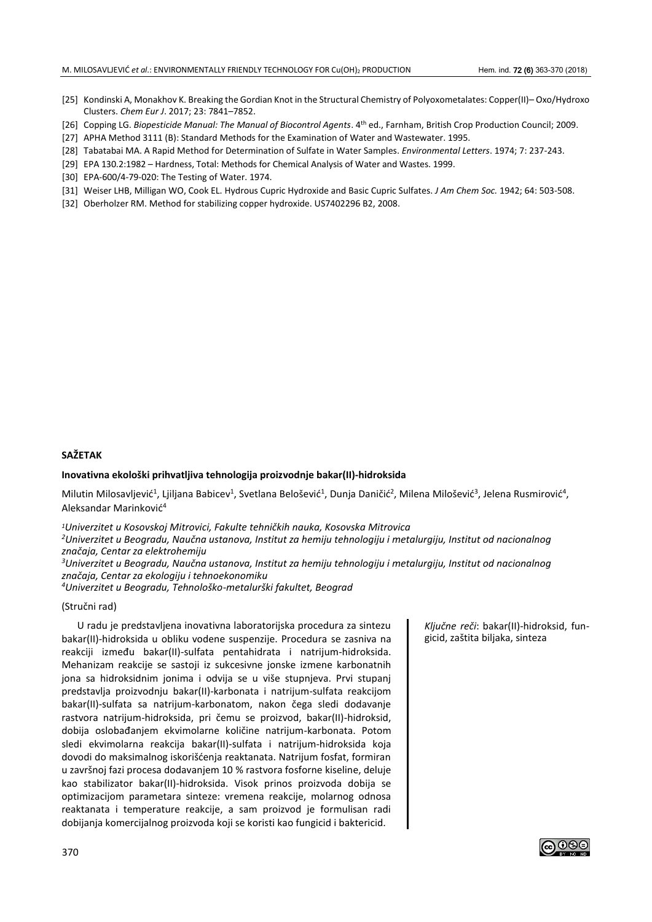[25] Kondinski A, Monakhov K. Breaking the Gordian Knot in the Structural Chemistry of Polyoxometalates: Copper(II)– Oxo/Hydroxo Clusters. *Chem Eur J*. 2017; 23: 7841–7852.

[26] Copping LG. *Biopesticide Manual: The Manual of Biocontrol Agents*. 4th ed., Farnham, British Crop Production Council; 2009.

[27] APHA Method 3111 (B): Standard Methods for the Examination of Water and Wastewater. 1995.

[28] Tabatabai MA. A Rapid Method for Determination of Sulfate in Water Samples. *Environmental Letters*. 1974; 7: 237-243.

[29] EPA 130.2:1982 – Hardness, Total: Methods for Chemical Analysis of Water and Wastes. 1999.

[30] EPA-600/4-79-020: The Testing of Water. 1974.

[31] Weiser LHB, Milligan WO, Cook EL. Hydrous Cupric Hydroxide and Basic Cupric Sulfates. *J Am Chem Soc.* 1942; 64: 503-508.

[32] Oberholzer RM. Method for stabilizing copper hydroxide. US7402296 B2, 2008.

## SAŽETAK

### Inovativna ekološki prihvatljiva tehnologija proizvodnje bakar(II)-hidroksida

Milutin Milosavljević[1], Ljiljana Babicev[1], Svetlana Belošević[1], Dunja Daničić[2], Milena Milošević[3], Jelena Rusmirović[4], Aleksandar Marinković[4]

*[1]Univerzitet u Kosovskoj Mitrovici, Fakulte tehničkih nauka, Kosovska Mitrovica*
*[2]Univerzitet u Beogradu, Naučna ustanova, Institut za hemiju tehnologiju i metalurgiju, Institut od nacionalnog značaja, Centar za elektrohemiju*
*[3]Univerzitet u Beogradu, Naučna ustanova, Institut za hemiju tehnologiju i metalurgiju, Institut od nacionalnog značaja, Centar za ekologiju i tehnoekonomiku*
*[4]Univerzitet u Beogradu, Tehnološko-metalurški fakultet, Beograd*

(Stručni rad)

U radu je predstavljena inovativna laboratorijska procedura za sintezu bakar(II)-hidroksida u obliku vodene suspenzije. Procedura se zasniva na reakciji između bakar(II)-sulfata pentahidrata i natrijum-hidroksida. Mehanizam reakcije se sastoji iz sukcesivne jonske izmene karbonatnih jona sa hidroksidnim jonima i odvija se u više stupnjeva. Prvi stupanj predstavlja proizvodnju bakar(II)-karbonata i natrijum-sulfata reakcijom bakar(II)-sulfata sa natrijum-karbonatom, nakon čega sledi dodavanje rastvora natrijum-hidroksida, pri čemu se proizvod, bakar(II)-hidroksid, dobija oslobađanjem ekvimolarne količine natrijum-karbonata. Potom sledi ekvimolarna reakcija bakar(II)-sulfata i natrijum-hidroksida koja dovodi do maksimalnog iskorišćenja reaktanata. Natrijum fosfat, formiran u završnoj fazi procesa dodavanjem 10 % rastvora fosforne kiseline, deluje kao stabilizator bakar(II)-hidroksida. Visok prinos proizvoda dobija se optimizacijom parametara sinteze: vremena reakcije, molarnog odnosa reaktanata i temperature reakcije, a sam proizvod je formulisan radi dobijanja komercijalnog proizvoda koji se koristi kao fungicid i baktericid.

*Ključne reči*: bakar(II)-hidroksid, fungicid, zaštita biljaka, sinteza